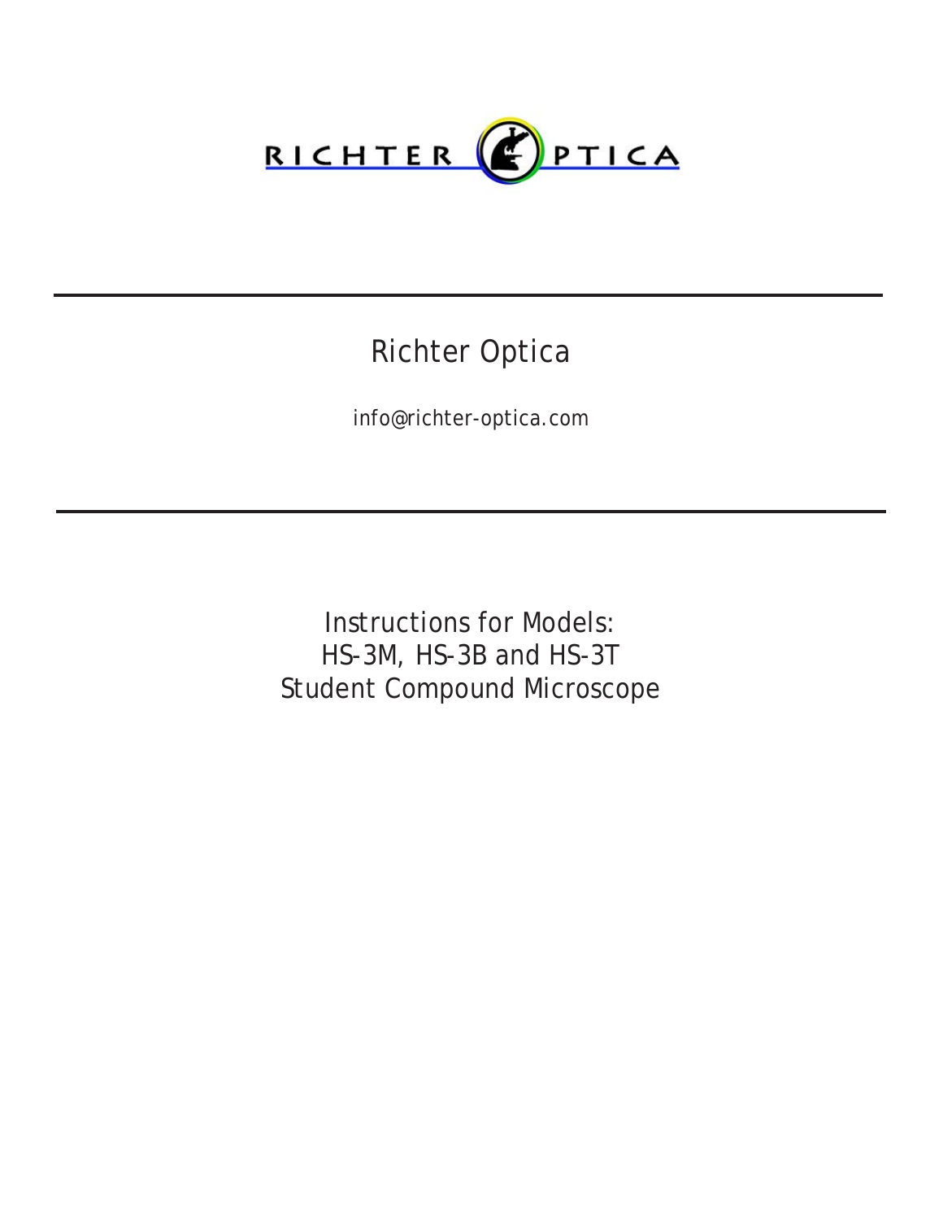RICHTER OPTICA

---

# Richter Optica

info@richter-optica.com

---

## Instructions for Models:
## HS-3M, HS-3B and HS-3T
## Student Compound Microscope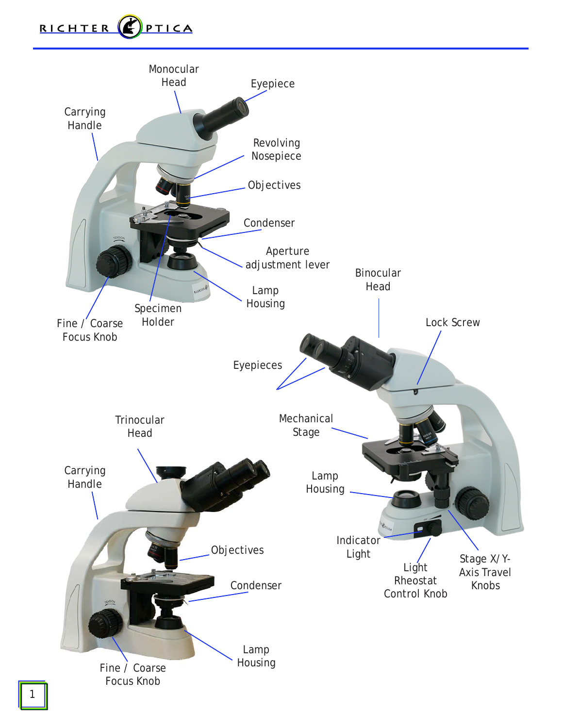Monocular Head

Eyepiece

Carrying Handle

Revolving Nosepiece

Objectives

Condenser

Aperture adjustment lever

Lamp Housing

Specimen Holder

Fine / Coarse Focus Knob

Binocular Head

Lock Screw

Eyepieces

Mechanical Stage

Lamp Housing

Indicator Light

Light Rheostat Control Knob

Stage X/Y-Axis Travel Knobs

Trinocular Head

Carrying Handle

Objectives

Condenser

Lamp Housing

Fine / Coarse Focus Knob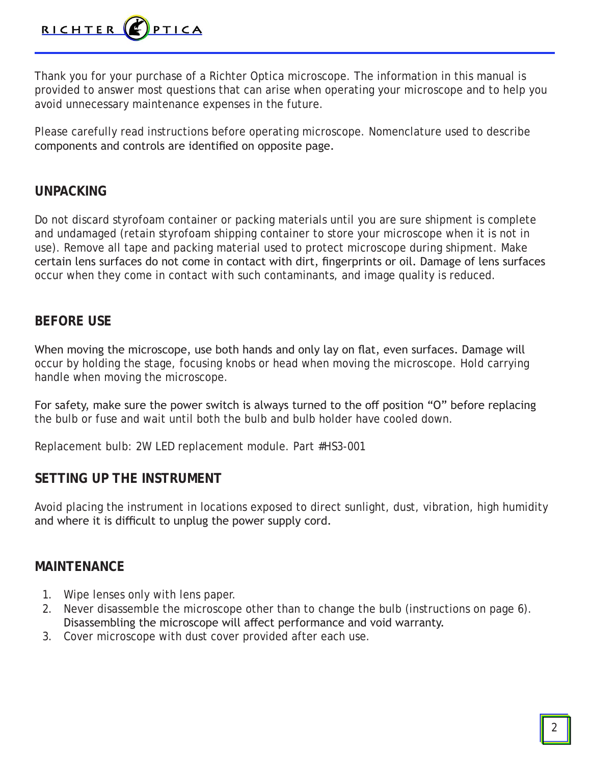Thank you for your purchase of a Richter Optica microscope. The information in this manual is provided to answer most questions that can arise when operating your microscope and to help you avoid unnecessary maintenance expenses in the future.

Please carefully read instructions before operating microscope. Nomenclature used to describe components and controls are identified on opposite page.

## UNPACKING

Do not discard styrofoam container or packing materials until you are sure shipment is complete and undamaged (retain styrofoam shipping container to store your microscope when it is not in use). Remove all tape and packing material used to protect microscope during shipment. Make certain lens surfaces do not come in contact with dirt, fingerprints or oil. Damage of lens surfaces occur when they come in contact with such contaminants, and image quality is reduced.

## BEFORE USE

When moving the microscope, use both hands and only lay on flat, even surfaces. Damage will occur by holding the stage, focusing knobs or head when moving the microscope. Hold carrying handle when moving the microscope.

For safety, make sure the power switch is always turned to the off position "O" before replacing the bulb or fuse and wait until both the bulb and bulb holder have cooled down.

Replacement bulb: 2W LED replacement module. Part #HS3-001

## SETTING UP THE INSTRUMENT

Avoid placing the instrument in locations exposed to direct sunlight, dust, vibration, high humidity and where it is difficult to unplug the power supply cord.

## MAINTENANCE

1. Wipe lenses only with lens paper.
2. Never disassemble the microscope other than to change the bulb (instructions on page 6). Disassembling the microscope will affect performance and void warranty.
3. Cover microscope with dust cover provided after each use.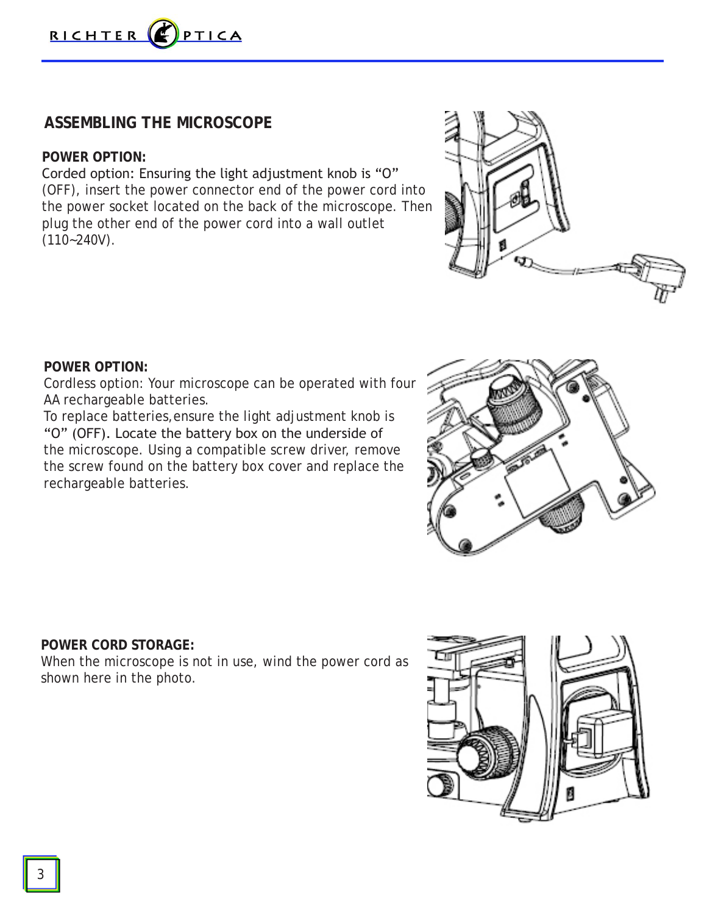## ASSEMBLING THE MICROSCOPE

**POWER OPTION:**

Corded option: Ensuring the light adjustment knob is “O” (OFF), insert the power connector end of the power cord into the power socket located on the back of the microscope. Then plug the other end of the power cord into a wall outlet (110~240V).

**POWER OPTION:**

Cordless option: Your microscope can be operated with four AA rechargeable batteries.

To replace batteries, ensure the light adjustment knob is “O” (OFF). Locate the battery box on the underside of the microscope. Using a compatible screw driver, remove the screw found on the battery box cover and replace the rechargeable batteries.

**POWER CORD STORAGE:**

When the microscope is not in use, wind the power cord as shown here in the photo.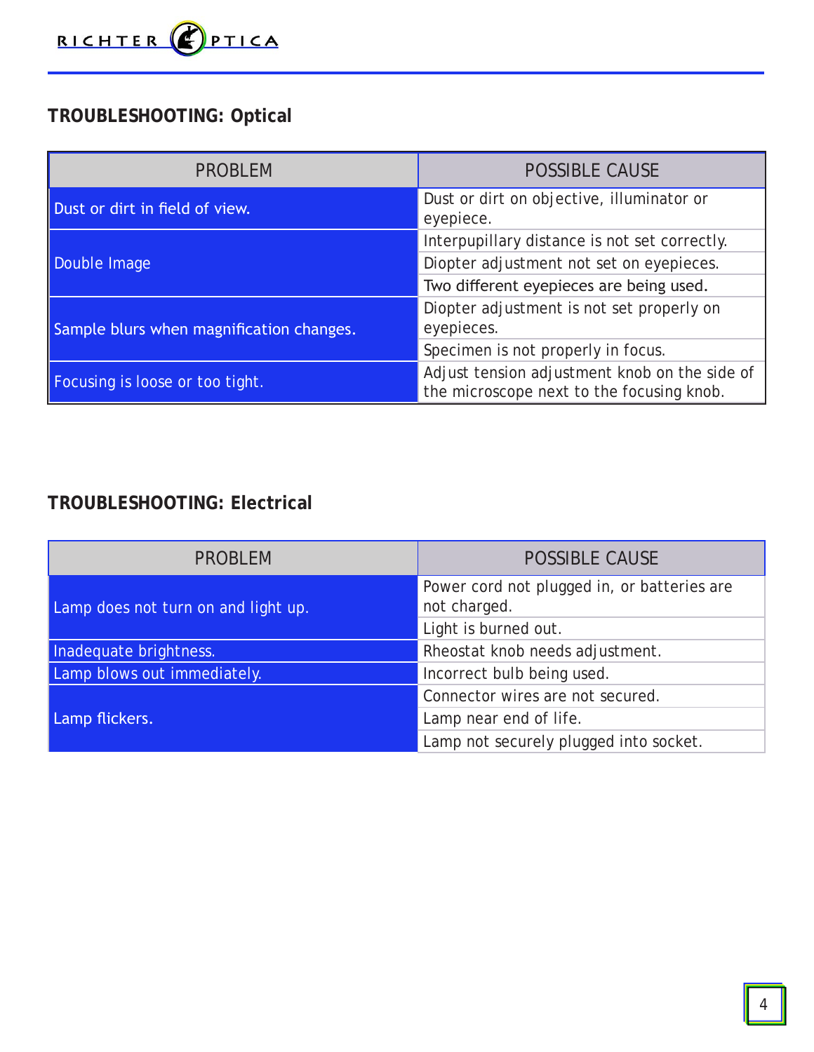## TROUBLESHOOTING: Optical

| PROBLEM | POSSIBLE CAUSE |
|---|---|
| Dust or dirt in field of view. | Dust or dirt on objective, illuminator or eyepiece. |
| Double Image | Interpupillary distance is not set correctly. |
| | Diopter adjustment not set on eyepieces. |
| | Two different eyepieces are being used. |
| Sample blurs when magnification changes. | Diopter adjustment is not set properly on eyepieces. |
| | Specimen is not properly in focus. |
| Focusing is loose or too tight. | Adjust tension adjustment knob on the side of the microscope next to the focusing knob. |

## TROUBLESHOOTING: Electrical

| PROBLEM | POSSIBLE CAUSE |
|---|---|
| Lamp does not turn on and light up. | Power cord not plugged in, or batteries are not charged. |
| | Light is burned out. |
| Inadequate brightness. | Rheostat knob needs adjustment. |
| Lamp blows out immediately. | Incorrect bulb being used. |
| Lamp flickers. | Connector wires are not secured. |
| | Lamp near end of life. |
| | Lamp not securely plugged into socket. |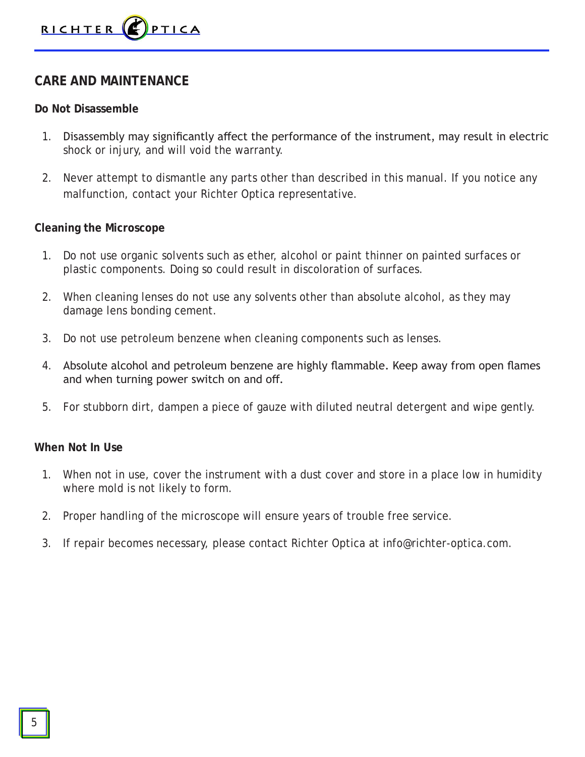## CARE AND MAINTENANCE

### Do Not Disassemble

1. Disassembly may significantly affect the performance of the instrument, may result in electric shock or injury, and will void the warranty.

2. Never attempt to dismantle any parts other than described in this manual. If you notice any malfunction, contact your Richter Optica representative.

### Cleaning the Microscope

1. Do not use organic solvents such as ether, alcohol or paint thinner on painted surfaces or plastic components. Doing so could result in discoloration of surfaces.

2. When cleaning lenses do not use any solvents other than absolute alcohol, as they may damage lens bonding cement.

3. Do not use petroleum benzene when cleaning components such as lenses.

4. Absolute alcohol and petroleum benzene are highly flammable. Keep away from open flames and when turning power switch on and off.

5. For stubborn dirt, dampen a piece of gauze with diluted neutral detergent and wipe gently.

### When Not In Use

1. When not in use, cover the instrument with a dust cover and store in a place low in humidity where mold is not likely to form.

2. Proper handling of the microscope will ensure years of trouble free service.

3. If repair becomes necessary, please contact Richter Optica at info@richter-optica.com.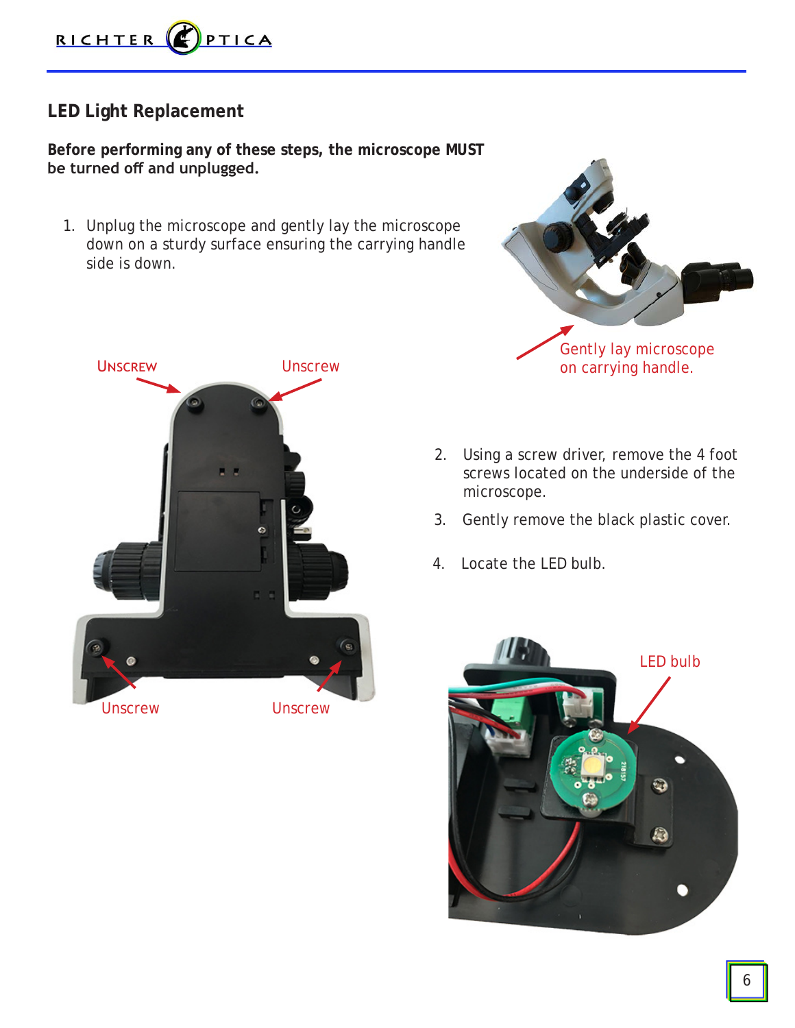## LED Light Replacement

**Before performing any of these steps, the microscope MUST be turned off and unplugged.**

1. Unplug the microscope and gently lay the microscope down on a sturdy surface ensuring the carrying handle side is down.

Gently lay microscope on carrying handle.

Unscrew

Unscrew

Unscrew

Unscrew

2. Using a screw driver, remove the 4 foot screws located on the underside of the microscope.
3. Gently remove the black plastic cover.
4. Locate the LED bulb.

LED bulb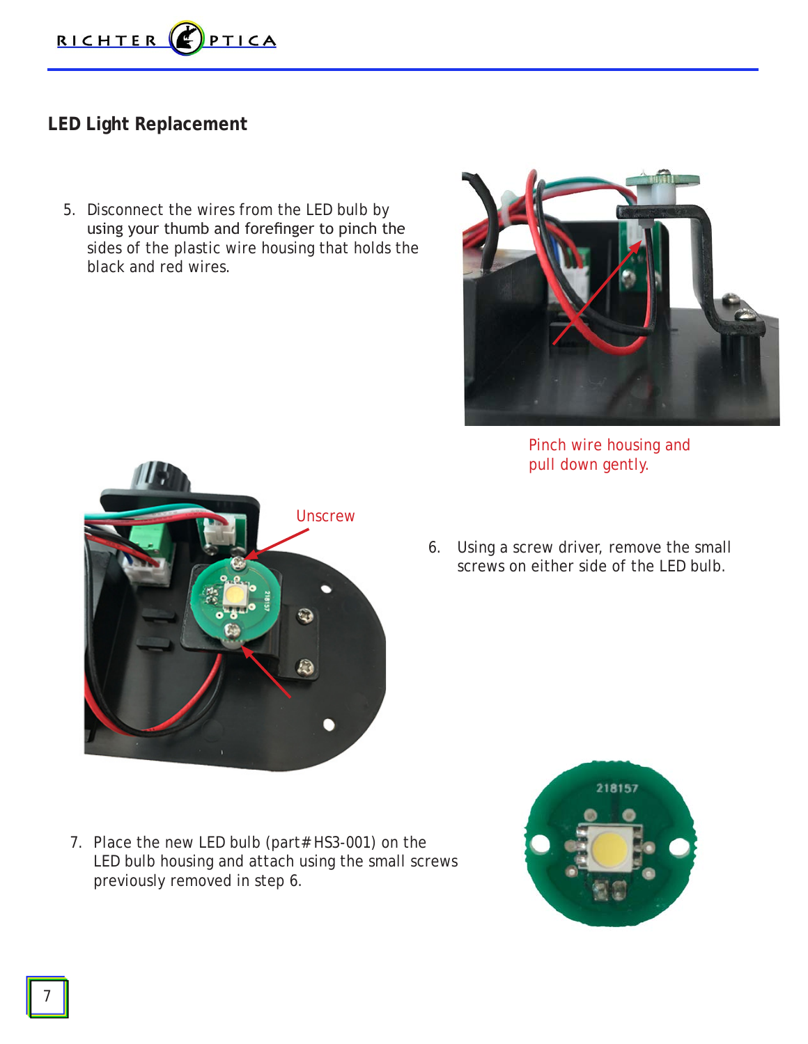## LED Light Replacement

5. Disconnect the wires from the LED bulb by using your thumb and forefinger to pinch the sides of the plastic wire housing that holds the black and red wires.

Pinch wire housing and pull down gently.

Unscrew

6. Using a screw driver, remove the small screws on either side of the LED bulb.

7. Place the new LED bulb (part# HS3-001) on the LED bulb housing and attach using the small screws previously removed in step 6.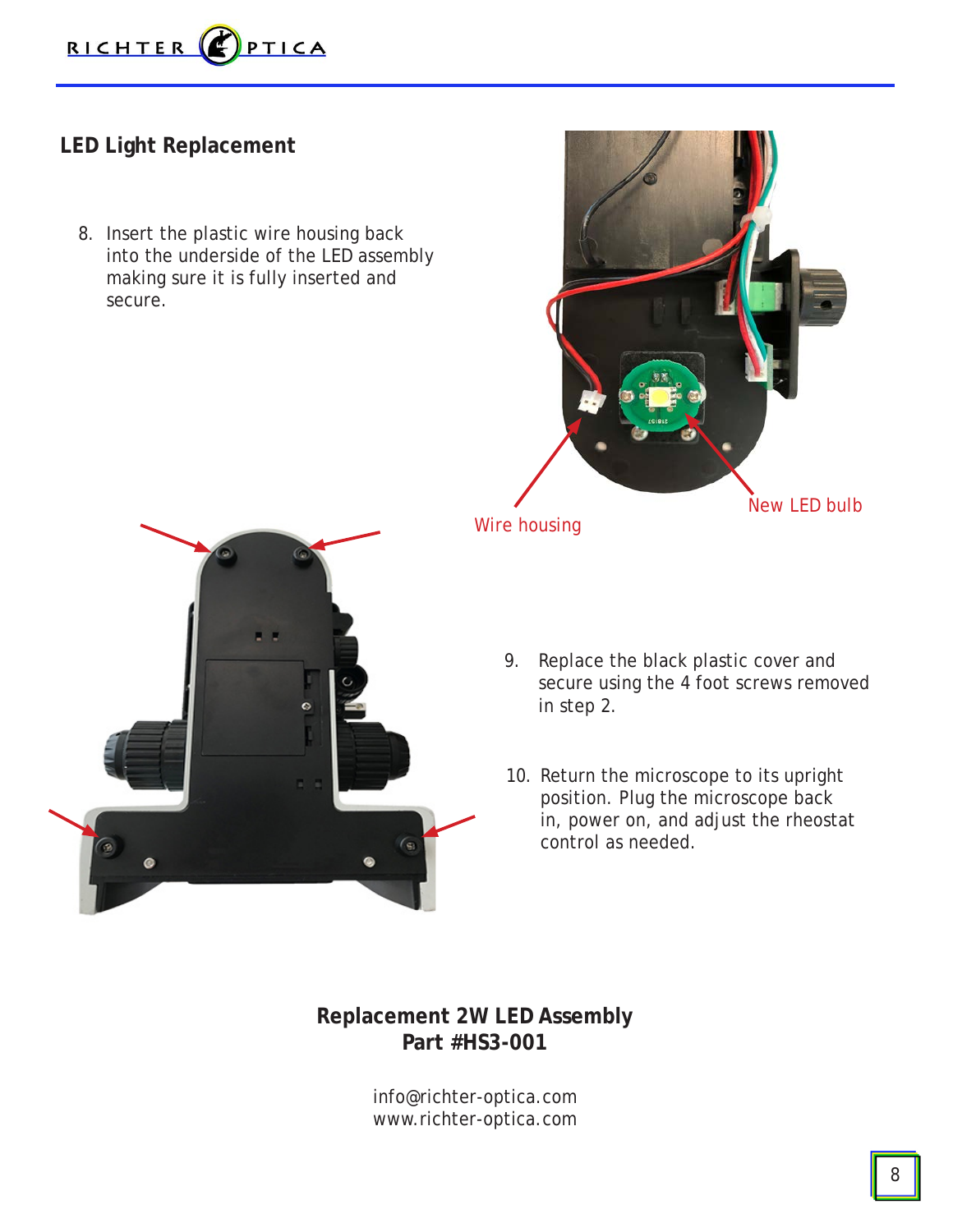## LED Light Replacement

8. Insert the plastic wire housing back into the underside of the LED assembly making sure it is fully inserted and secure.

Wire housing

New LED bulb

9. Replace the black plastic cover and secure using the 4 foot screws removed in step 2.

10. Return the microscope to its upright position. Plug the microscope back in, power on, and adjust the rheostat control as needed.

**Replacement 2W LED Assembly**
**Part #HS3-001**

info@richter-optica.com
www.richter-optica.com